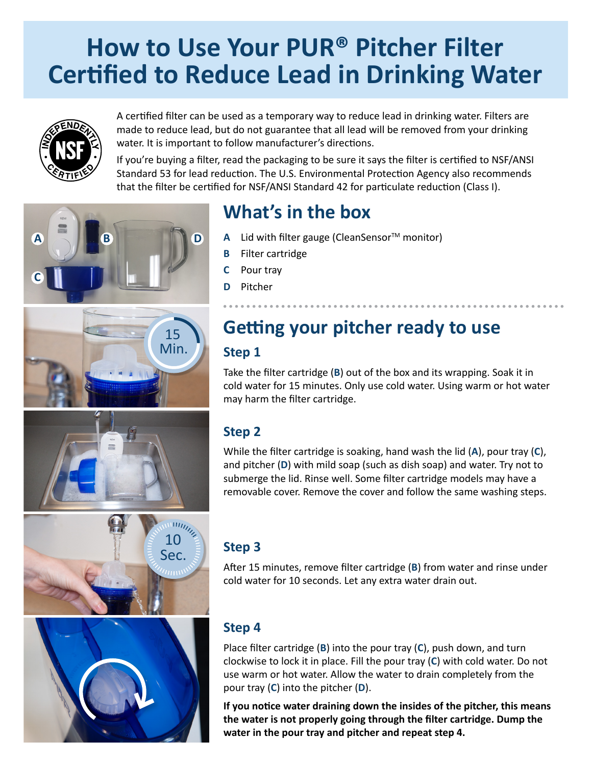# How to Use Your PUR® Pitcher Filter Certified to Reduce Lead in Drinking Water

A certified filter can be used as a temporary way to reduce lead in drinking water. Filters are made to reduce lead, but do not guarantee that all lead will be removed from your drinking water. It is important to follow manufacturer's directions.

If you're buying a filter, read the packaging to be sure it says the filter is certified to NSF/ANSI Standard 53 for lead reduction. The U.S. Environmental Protection Agency also recommends that the filter be certified for NSF/ANSI Standard 42 for particulate reduction (Class I).

## What's in the box

- **A** Lid with filter gauge (CleanSensor™ monitor)
- **B** Filter cartridge
- **C** Pour tray
- **D** Pitcher

## Getting your pitcher ready to use

### Step 1

Take the filter cartridge (**B**) out of the box and its wrapping. Soak it in cold water for 15 minutes. Only use cold water. Using warm or hot water may harm the filter cartridge.

### Step 2

While the filter cartridge is soaking, hand wash the lid (**A**), pour tray (**C**), and pitcher (**D**) with mild soap (such as dish soap) and water. Try not to submerge the lid. Rinse well. Some filter cartridge models may have a removable cover. Remove the cover and follow the same washing steps.

### Step 3

After 15 minutes, remove filter cartridge (**B**) from water and rinse under cold water for 10 seconds. Let any extra water drain out.

### Step 4

Place filter cartridge (**B**) into the pour tray (**C**), push down, and turn clockwise to lock it in place. Fill the pour tray (**C**) with cold water. Do not use warm or hot water. Allow the water to drain completely from the pour tray (**C**) into the pitcher (**D**).

**If you notice water draining down the insides of the pitcher, this means the water is not properly going through the filter cartridge. Dump the water in the pour tray and pitcher and repeat step 4.**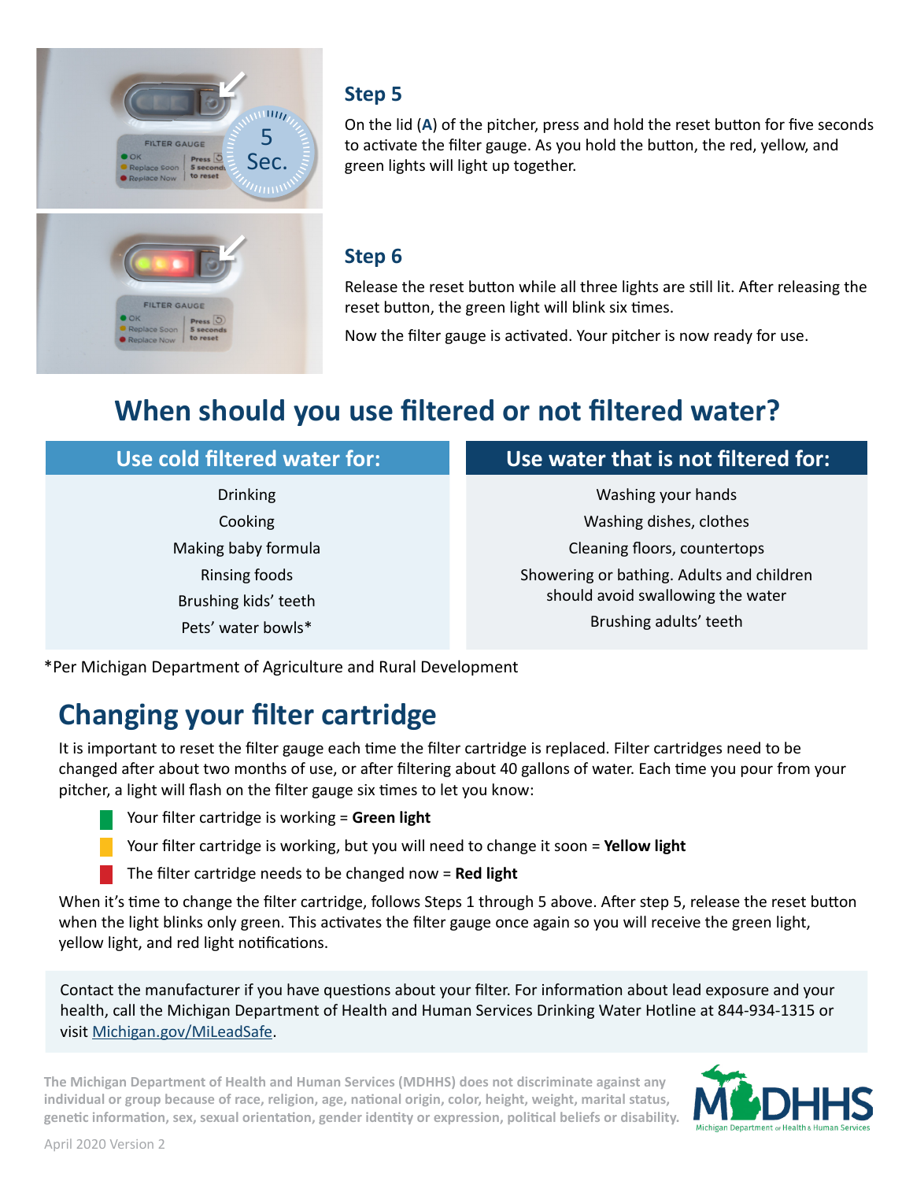### Step 5

On the lid (**A**) of the pitcher, press and hold the reset button for five seconds to activate the filter gauge. As you hold the button, the red, yellow, and green lights will light up together.

### Step 6

Release the reset button while all three lights are still lit. After releasing the reset button, the green light will blink six times.

Now the filter gauge is activated. Your pitcher is now ready for use.

## When should you use filtered or not filtered water?

| Use cold filtered water for: | Use water that is not filtered for: |
| --- | --- |
| Drinking | Washing your hands |
| Cooking | Washing dishes, clothes |
| Making baby formula | Cleaning floors, countertops |
| Rinsing foods | Showering or bathing. Adults and children should avoid swallowing the water |
| Brushing kids' teeth | Brushing adults' teeth |
| Pets' water bowls* | |

*Per Michigan Department of Agriculture and Rural Development

## Changing your filter cartridge

It is important to reset the filter gauge each time the filter cartridge is replaced. Filter cartridges need to be changed after about two months of use, or after filtering about 40 gallons of water. Each time you pour from your pitcher, a light will flash on the filter gauge six times to let you know:

- Your filter cartridge is working = **Green light**
- Your filter cartridge is working, but you will need to change it soon = **Yellow light**
- The filter cartridge needs to be changed now = **Red light**

When it's time to change the filter cartridge, follows Steps 1 through 5 above. After step 5, release the reset button when the light blinks only green. This activates the filter gauge once again so you will receive the green light, yellow light, and red light notifications.

Contact the manufacturer if you have questions about your filter. For information about lead exposure and your health, call the Michigan Department of Health and Human Services Drinking Water Hotline at 844-934-1315 or visit Michigan.gov/MiLeadSafe.

The Michigan Department of Health and Human Services (MDHHS) does not discriminate against any individual or group because of race, religion, age, national origin, color, height, weight, marital status, genetic information, sex, sexual orientation, gender identity or expression, political beliefs or disability.

MDHHS Michigan Department of Health & Human Services

April 2020 Version 2